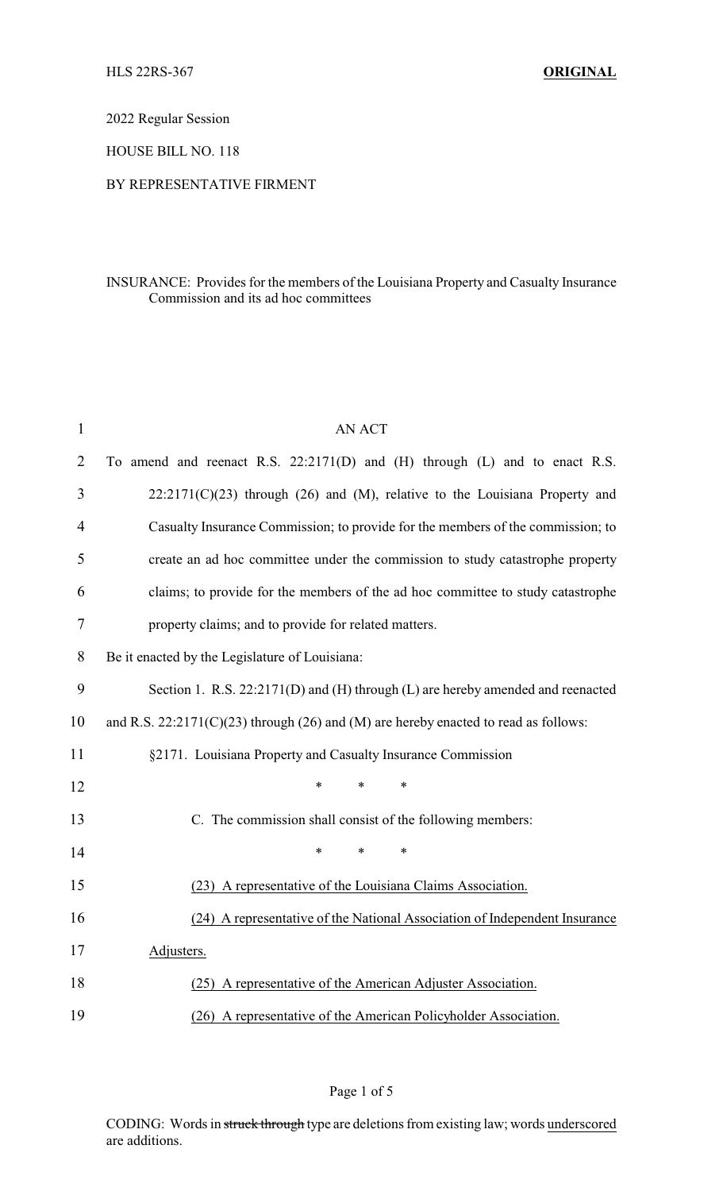HLS 22RS-367 **ORIGINAL**

2022 Regular Session

HOUSE BILL NO. 118

BY REPRESENTATIVE FIRMENT

INSURANCE: Provides for the members of the Louisiana Property and Casualty Insurance Commission and its ad hoc committees

AN ACT

To amend and reenact R.S. 22:2171(D) and (H) through (L) and to enact R.S. 22:2171(C)(23) through (26) and (M), relative to the Louisiana Property and Casualty Insurance Commission; to provide for the members of the commission; to create an ad hoc committee under the commission to study catastrophe property claims; to provide for the members of the ad hoc committee to study catastrophe property claims; and to provide for related matters.

Be it enacted by the Legislature of Louisiana:

Section 1. R.S. 22:2171(D) and (H) through (L) are hereby amended and reenacted and R.S. 22:2171(C)(23) through (26) and (M) are hereby enacted to read as follows:

§2171. Louisiana Property and Casualty Insurance Commission

\* \* \*

C. The commission shall consist of the following members:

\* \* \*

<u>(23) A representative of the Louisiana Claims Association.</u>

<u>(24) A representative of the National Association of Independent Insurance Adjusters.</u>

<u>(25) A representative of the American Adjuster Association.</u>

<u>(26) A representative of the American Policyholder Association.</u>

CODING: Words in ~~struck through~~ type are deletions from existing law; words <u>underscored</u> are additions.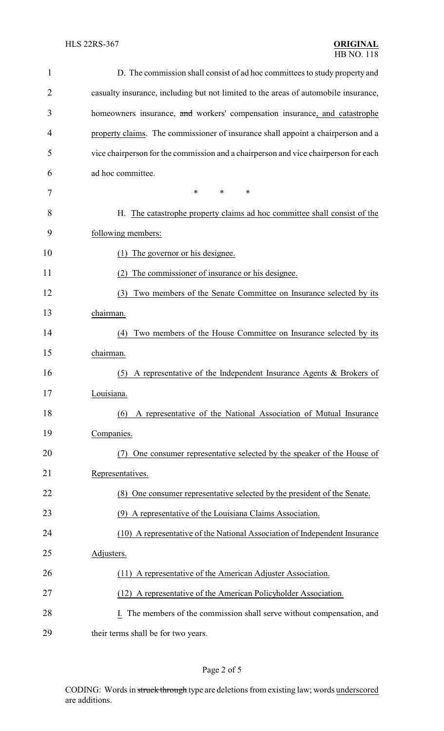D. The commission shall consist of ad hoc committees to study property and casualty insurance, including but not limited to the areas of automobile insurance, homeowners insurance, ~~and~~ workers' compensation insurance, and catastrophe property claims. The commissioner of insurance shall appoint a chairperson and a vice chairperson for the commission and a chairperson and vice chairperson for each ad hoc committee.

\* \* \*

H. The catastrophe property claims ad hoc committee shall consist of the following members:

(1) The governor or his designee.

(2) The commissioner of insurance or his designee.

(3) Two members of the Senate Committee on Insurance selected by its chairman.

(4) Two members of the House Committee on Insurance selected by its chairman.

(5) A representative of the Independent Insurance Agents & Brokers of Louisiana.

(6) A representative of the National Association of Mutual Insurance Companies.

(7) One consumer representative selected by the speaker of the House of Representatives.

(8) One consumer representative selected by the president of the Senate.

(9) A representative of the Louisiana Claims Association.

(10) A representative of the National Association of Independent Insurance Adjusters.

(11) A representative of the American Adjuster Association.

(12) A representative of the American Policyholder Association.

I. The members of the commission shall serve without compensation, and their terms shall be for two years.

CODING: Words in ~~struck through~~ type are deletions from existing law; words underscored are additions.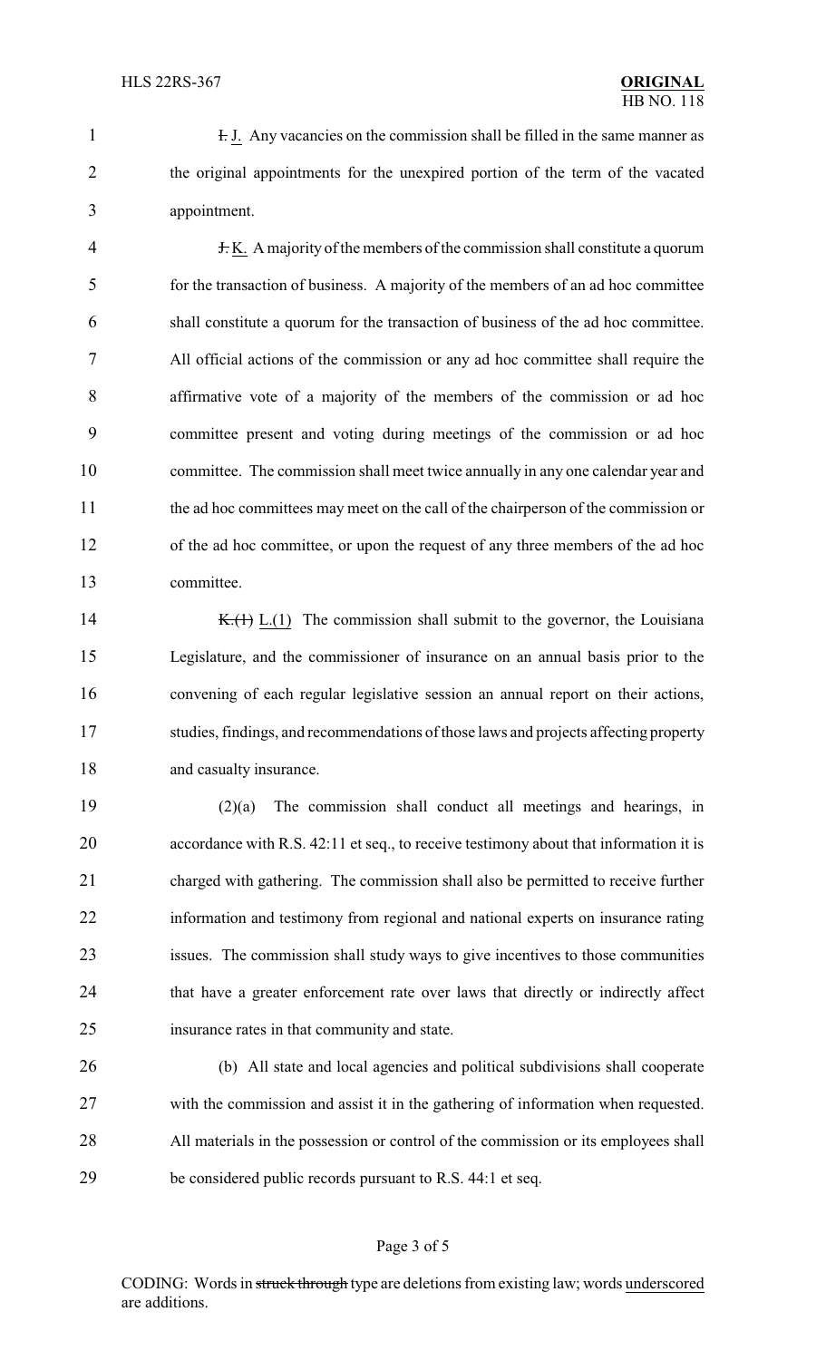~~I.~~ J. Any vacancies on the commission shall be filled in the same manner as the original appointments for the unexpired portion of the term of the vacated appointment.

~~J.~~ K. A majority of the members of the commission shall constitute a quorum for the transaction of business. A majority of the members of an ad hoc committee shall constitute a quorum for the transaction of business of the ad hoc committee. All official actions of the commission or any ad hoc committee shall require the affirmative vote of a majority of the members of the commission or ad hoc committee present and voting during meetings of the commission or ad hoc committee. The commission shall meet twice annually in any one calendar year and the ad hoc committees may meet on the call of the chairperson of the commission or of the ad hoc committee, or upon the request of any three members of the ad hoc committee.

~~K.(1)~~ L.(1) The commission shall submit to the governor, the Louisiana Legislature, and the commissioner of insurance on an annual basis prior to the convening of each regular legislative session an annual report on their actions, studies, findings, and recommendations of those laws and projects affecting property and casualty insurance.

(2)(a) The commission shall conduct all meetings and hearings, in accordance with R.S. 42:11 et seq., to receive testimony about that information it is charged with gathering. The commission shall also be permitted to receive further information and testimony from regional and national experts on insurance rating issues. The commission shall study ways to give incentives to those communities that have a greater enforcement rate over laws that directly or indirectly affect insurance rates in that community and state.

(b) All state and local agencies and political subdivisions shall cooperate with the commission and assist it in the gathering of information when requested. All materials in the possession or control of the commission or its employees shall be considered public records pursuant to R.S. 44:1 et seq.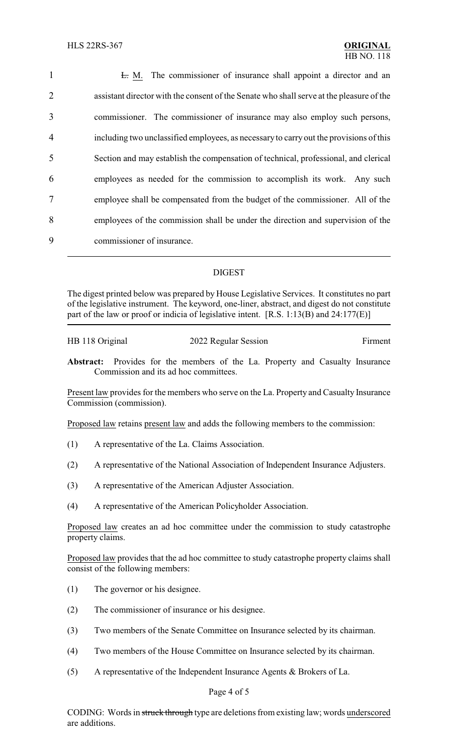~~L.~~ M. The commissioner of insurance shall appoint a director and an assistant director with the consent of the Senate who shall serve at the pleasure of the commissioner. The commissioner of insurance may also employ such persons, including two unclassified employees, as necessary to carry out the provisions of this Section and may establish the compensation of technical, professional, and clerical employees as needed for the commission to accomplish its work. Any such employee shall be compensated from the budget of the commissioner. All of the employees of the commission shall be under the direction and supervision of the commissioner of insurance.

---

## DIGEST

The digest printed below was prepared by House Legislative Services. It constitutes no part of the legislative instrument. The keyword, one-liner, abstract, and digest do not constitute part of the law or proof or indicia of legislative intent. [R.S. 1:13(B) and 24:177(E)]

HB 118 Original — 2022 Regular Session — Firment

**Abstract:** Provides for the members of the La. Property and Casualty Insurance Commission and its ad hoc committees.

Present law provides for the members who serve on the La. Property and Casualty Insurance Commission (commission).

Proposed law retains present law and adds the following members to the commission:

(1) A representative of the La. Claims Association.

(2) A representative of the National Association of Independent Insurance Adjusters.

(3) A representative of the American Adjuster Association.

(4) A representative of the American Policyholder Association.

Proposed law creates an ad hoc committee under the commission to study catastrophe property claims.

Proposed law provides that the ad hoc committee to study catastrophe property claims shall consist of the following members:

(1) The governor or his designee.

(2) The commissioner of insurance or his designee.

(3) Two members of the Senate Committee on Insurance selected by its chairman.

(4) Two members of the House Committee on Insurance selected by its chairman.

(5) A representative of the Independent Insurance Agents & Brokers of La.

CODING: Words in ~~struck through~~ type are deletions from existing law; words underscored are additions.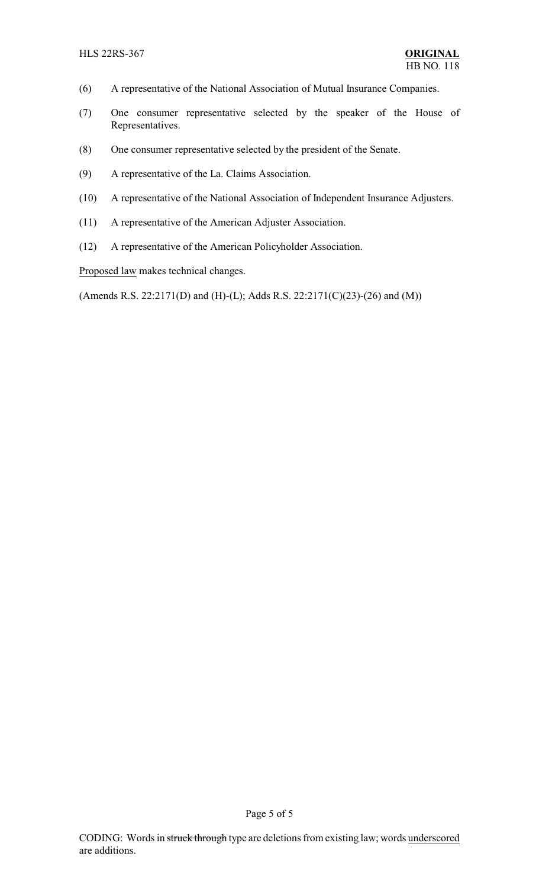(6) A representative of the National Association of Mutual Insurance Companies.

(7) One consumer representative selected by the speaker of the House of Representatives.

(8) One consumer representative selected by the president of the Senate.

(9) A representative of the La. Claims Association.

(10) A representative of the National Association of Independent Insurance Adjusters.

(11) A representative of the American Adjuster Association.

(12) A representative of the American Policyholder Association.

Proposed law makes technical changes.

(Amends R.S. 22:2171(D) and (H)-(L); Adds R.S. 22:2171(C)(23)-(26) and (M))

CODING: Words in ~~struck through~~ type are deletions from existing law; words underscored are additions.